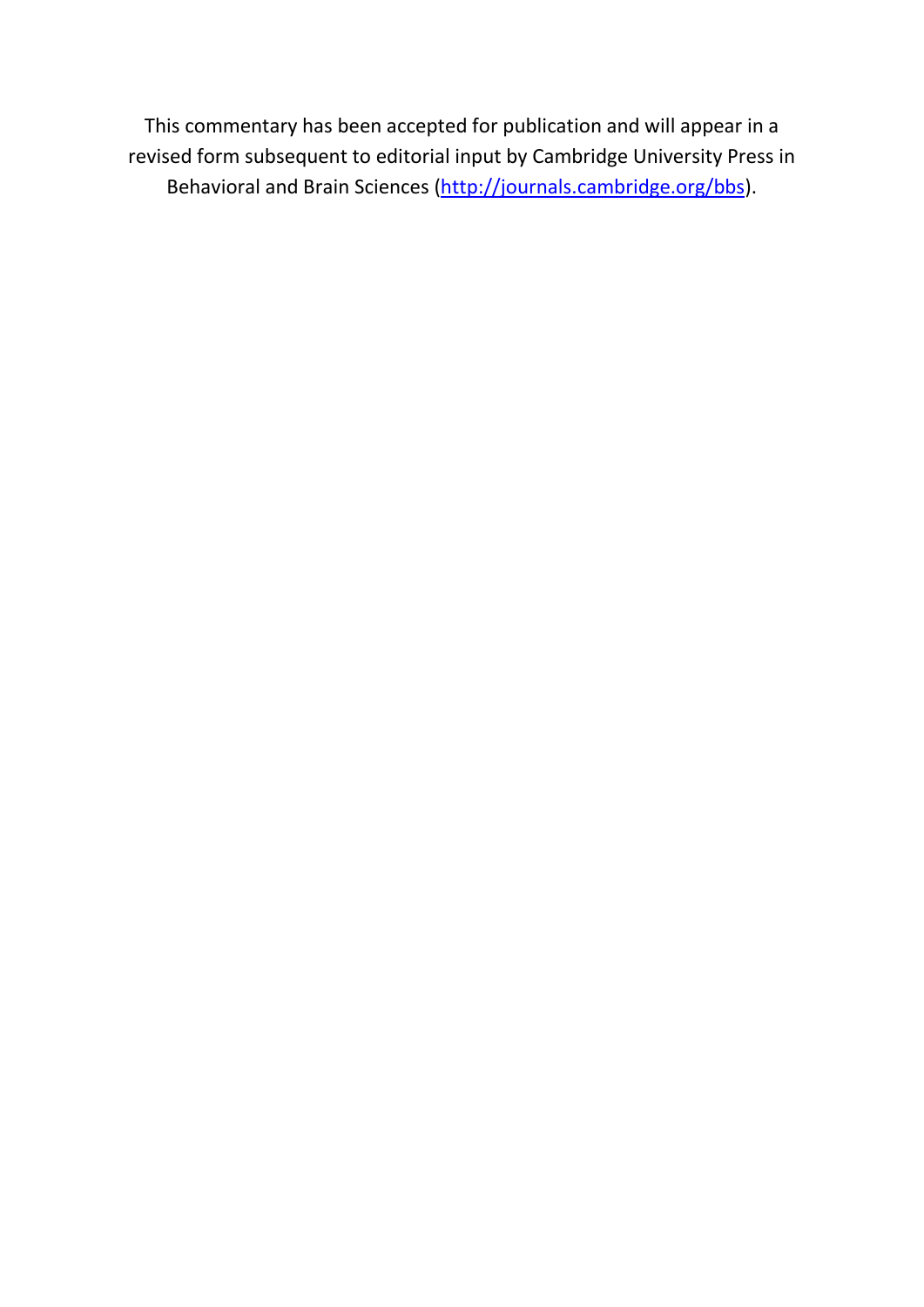This commentary has been accepted for publication and will appear in a revised form subsequent to editorial input by Cambridge University Press in Behavioral and Brain Sciences ([http://journals.cambridge.org/bbs](http://journals.cambridge.org/bbs)).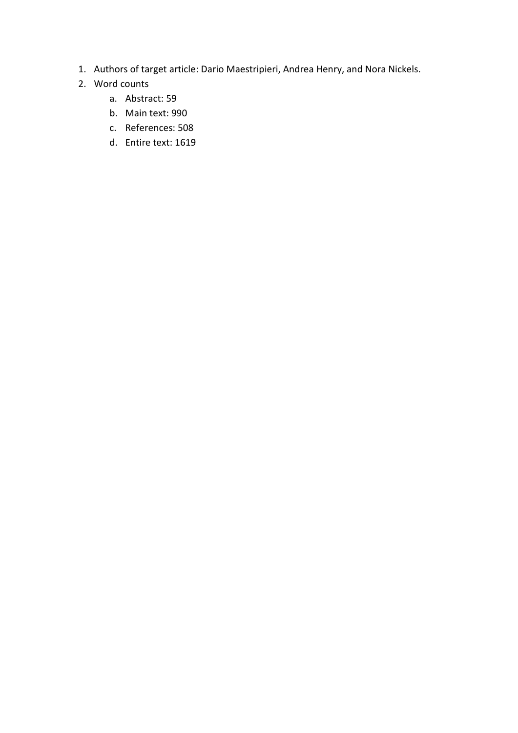1. Authors of target article: Dario Maestripieri, Andrea Henry, and Nora Nickels.
2. Word counts
    a. Abstract: 59
    b. Main text: 990
    c. References: 508
    d. Entire text: 1619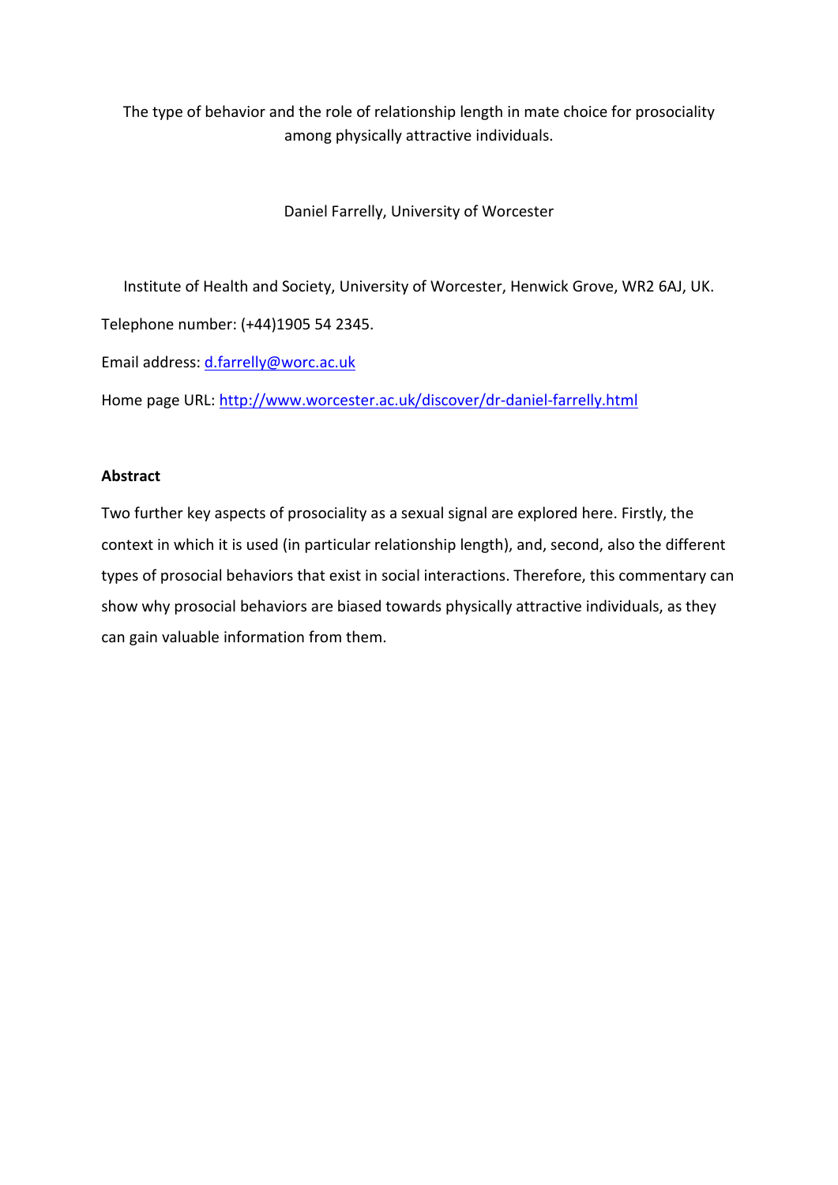The type of behavior and the role of relationship length in mate choice for prosociality among physically attractive individuals.

Daniel Farrelly, University of Worcester

Institute of Health and Society, University of Worcester, Henwick Grove, WR2 6AJ, UK.

Telephone number: (+44)1905 54 2345.

Email address: d.farrelly@worc.ac.uk

Home page URL: http://www.worcester.ac.uk/discover/dr-daniel-farrelly.html

**Abstract**

Two further key aspects of prosociality as a sexual signal are explored here. Firstly, the context in which it is used (in particular relationship length), and, second, also the different types of prosocial behaviors that exist in social interactions. Therefore, this commentary can show why prosocial behaviors are biased towards physically attractive individuals, as they can gain valuable information from them.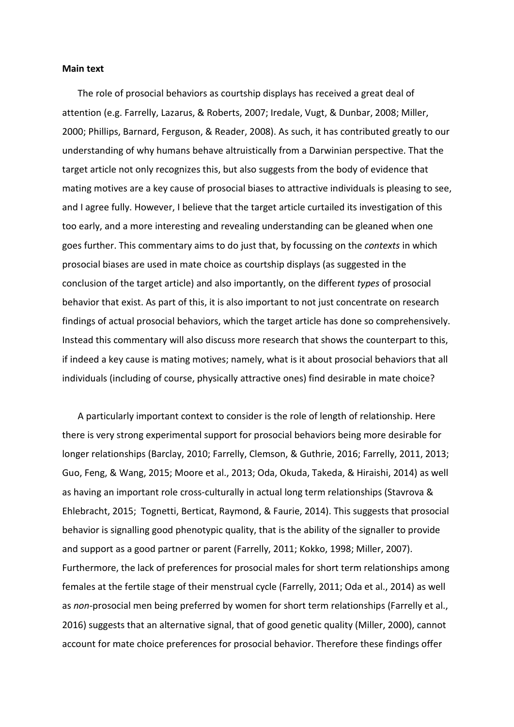**Main text**

The role of prosocial behaviors as courtship displays has received a great deal of attention (e.g. Farrelly, Lazarus, & Roberts, 2007; Iredale, Vugt, & Dunbar, 2008; Miller, 2000; Phillips, Barnard, Ferguson, & Reader, 2008). As such, it has contributed greatly to our understanding of why humans behave altruistically from a Darwinian perspective. That the target article not only recognizes this, but also suggests from the body of evidence that mating motives are a key cause of prosocial biases to attractive individuals is pleasing to see, and I agree fully. However, I believe that the target article curtailed its investigation of this too early, and a more interesting and revealing understanding can be gleaned when one goes further. This commentary aims to do just that, by focussing on the *contexts* in which prosocial biases are used in mate choice as courtship displays (as suggested in the conclusion of the target article) and also importantly, on the different *types* of prosocial behavior that exist. As part of this, it is also important to not just concentrate on research findings of actual prosocial behaviors, which the target article has done so comprehensively. Instead this commentary will also discuss more research that shows the counterpart to this, if indeed a key cause is mating motives; namely, what is it about prosocial behaviors that all individuals (including of course, physically attractive ones) find desirable in mate choice?

A particularly important context to consider is the role of length of relationship. Here there is very strong experimental support for prosocial behaviors being more desirable for longer relationships (Barclay, 2010; Farrelly, Clemson, & Guthrie, 2016; Farrelly, 2011, 2013; Guo, Feng, & Wang, 2015; Moore et al., 2013; Oda, Okuda, Takeda, & Hiraishi, 2014) as well as having an important role cross-culturally in actual long term relationships (Stavrova & Ehlebracht, 2015; Tognetti, Berticat, Raymond, & Faurie, 2014). This suggests that prosocial behavior is signalling good phenotypic quality, that is the ability of the signaller to provide and support as a good partner or parent (Farrelly, 2011; Kokko, 1998; Miller, 2007). Furthermore, the lack of preferences for prosocial males for short term relationships among females at the fertile stage of their menstrual cycle (Farrelly, 2011; Oda et al., 2014) as well as *non*-prosocial men being preferred by women for short term relationships (Farrelly et al., 2016) suggests that an alternative signal, that of good genetic quality (Miller, 2000), cannot account for mate choice preferences for prosocial behavior. Therefore these findings offer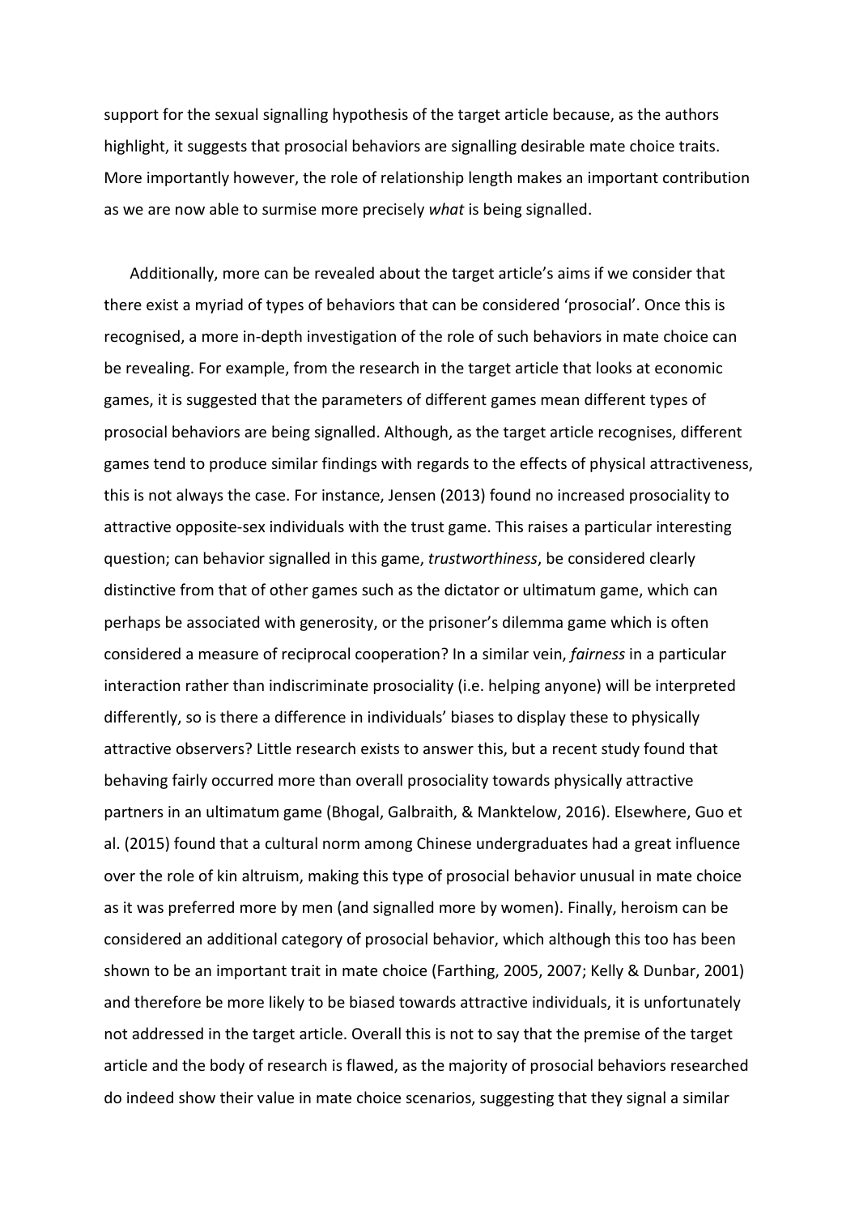support for the sexual signalling hypothesis of the target article because, as the authors highlight, it suggests that prosocial behaviors are signalling desirable mate choice traits. More importantly however, the role of relationship length makes an important contribution as we are now able to surmise more precisely *what* is being signalled.

Additionally, more can be revealed about the target article's aims if we consider that there exist a myriad of types of behaviors that can be considered 'prosocial'. Once this is recognised, a more in-depth investigation of the role of such behaviors in mate choice can be revealing. For example, from the research in the target article that looks at economic games, it is suggested that the parameters of different games mean different types of prosocial behaviors are being signalled. Although, as the target article recognises, different games tend to produce similar findings with regards to the effects of physical attractiveness, this is not always the case. For instance, Jensen (2013) found no increased prosociality to attractive opposite-sex individuals with the trust game. This raises a particular interesting question; can behavior signalled in this game, *trustworthiness*, be considered clearly distinctive from that of other games such as the dictator or ultimatum game, which can perhaps be associated with generosity, or the prisoner's dilemma game which is often considered a measure of reciprocal cooperation? In a similar vein, *fairness* in a particular interaction rather than indiscriminate prosociality (i.e. helping anyone) will be interpreted differently, so is there a difference in individuals' biases to display these to physically attractive observers? Little research exists to answer this, but a recent study found that behaving fairly occurred more than overall prosociality towards physically attractive partners in an ultimatum game (Bhogal, Galbraith, & Manktelow, 2016). Elsewhere, Guo et al. (2015) found that a cultural norm among Chinese undergraduates had a great influence over the role of kin altruism, making this type of prosocial behavior unusual in mate choice as it was preferred more by men (and signalled more by women). Finally, heroism can be considered an additional category of prosocial behavior, which although this too has been shown to be an important trait in mate choice (Farthing, 2005, 2007; Kelly & Dunbar, 2001) and therefore be more likely to be biased towards attractive individuals, it is unfortunately not addressed in the target article. Overall this is not to say that the premise of the target article and the body of research is flawed, as the majority of prosocial behaviors researched do indeed show their value in mate choice scenarios, suggesting that they signal a similar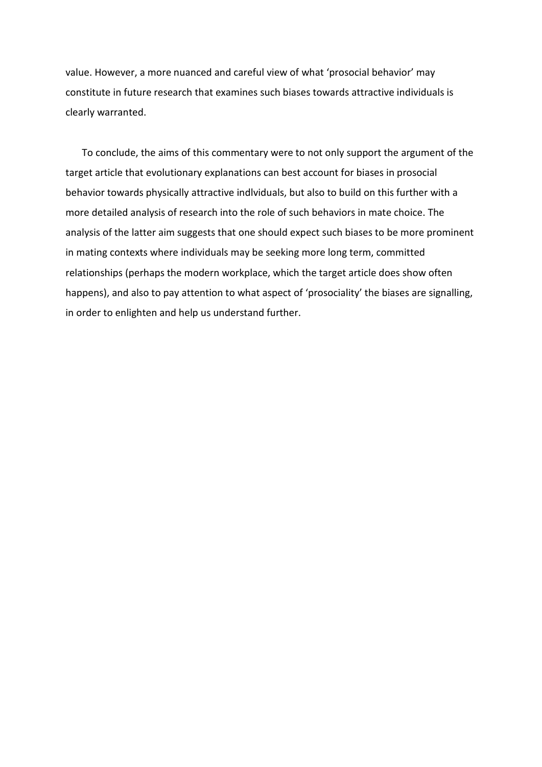value. However, a more nuanced and careful view of what 'prosocial behavior' may constitute in future research that examines such biases towards attractive individuals is clearly warranted.

To conclude, the aims of this commentary were to not only support the argument of the target article that evolutionary explanations can best account for biases in prosocial behavior towards physically attractive indlviduals, but also to build on this further with a more detailed analysis of research into the role of such behaviors in mate choice. The analysis of the latter aim suggests that one should expect such biases to be more prominent in mating contexts where individuals may be seeking more long term, committed relationships (perhaps the modern workplace, which the target article does show often happens), and also to pay attention to what aspect of 'prosociality' the biases are signalling, in order to enlighten and help us understand further.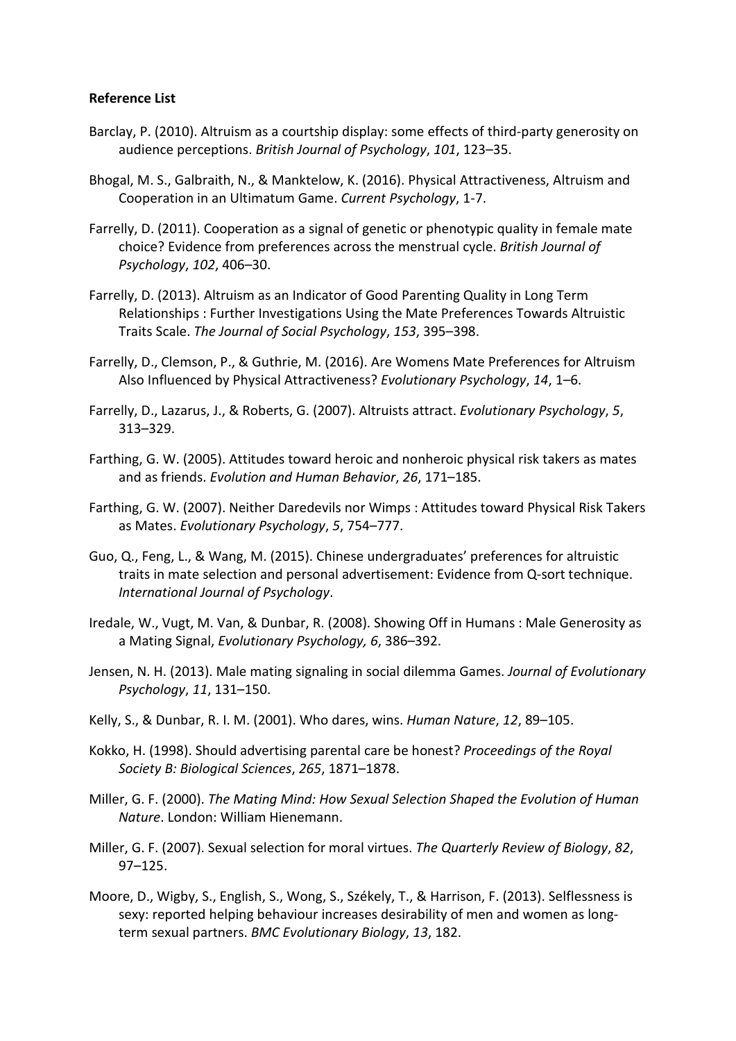**Reference List**

Barclay, P. (2010). Altruism as a courtship display: some effects of third-party generosity on audience perceptions. *British Journal of Psychology*, *101*, 123–35.

Bhogal, M. S., Galbraith, N., & Manktelow, K. (2016). Physical Attractiveness, Altruism and Cooperation in an Ultimatum Game. *Current Psychology*, 1-7.

Farrelly, D. (2011). Cooperation as a signal of genetic or phenotypic quality in female mate choice? Evidence from preferences across the menstrual cycle. *British Journal of Psychology*, *102*, 406–30.

Farrelly, D. (2013). Altruism as an Indicator of Good Parenting Quality in Long Term Relationships : Further Investigations Using the Mate Preferences Towards Altruistic Traits Scale. *The Journal of Social Psychology*, *153*, 395–398.

Farrelly, D., Clemson, P., & Guthrie, M. (2016). Are Womens Mate Preferences for Altruism Also Influenced by Physical Attractiveness? *Evolutionary Psychology*, *14*, 1–6.

Farrelly, D., Lazarus, J., & Roberts, G. (2007). Altruists attract. *Evolutionary Psychology*, *5*, 313–329.

Farthing, G. W. (2005). Attitudes toward heroic and nonheroic physical risk takers as mates and as friends. *Evolution and Human Behavior*, *26*, 171–185.

Farthing, G. W. (2007). Neither Daredevils nor Wimps : Attitudes toward Physical Risk Takers as Mates. *Evolutionary Psychology*, *5*, 754–777.

Guo, Q., Feng, L., & Wang, M. (2015). Chinese undergraduates' preferences for altruistic traits in mate selection and personal advertisement: Evidence from Q-sort technique. *International Journal of Psychology*.

Iredale, W., Vugt, M. Van, & Dunbar, R. (2008). Showing Off in Humans : Male Generosity as a Mating Signal, *Evolutionary Psychology, 6*, 386–392.

Jensen, N. H. (2013). Male mating signaling in social dilemma Games. *Journal of Evolutionary Psychology*, *11*, 131–150.

Kelly, S., & Dunbar, R. I. M. (2001). Who dares, wins. *Human Nature*, *12*, 89–105.

Kokko, H. (1998). Should advertising parental care be honest? *Proceedings of the Royal Society B: Biological Sciences*, *265*, 1871–1878.

Miller, G. F. (2000). *The Mating Mind: How Sexual Selection Shaped the Evolution of Human Nature*. London: William Hienemann.

Miller, G. F. (2007). Sexual selection for moral virtues. *The Quarterly Review of Biology*, *82*, 97–125.

Moore, D., Wigby, S., English, S., Wong, S., Székely, T., & Harrison, F. (2013). Selflessness is sexy: reported helping behaviour increases desirability of men and women as long-term sexual partners. *BMC Evolutionary Biology*, *13*, 182.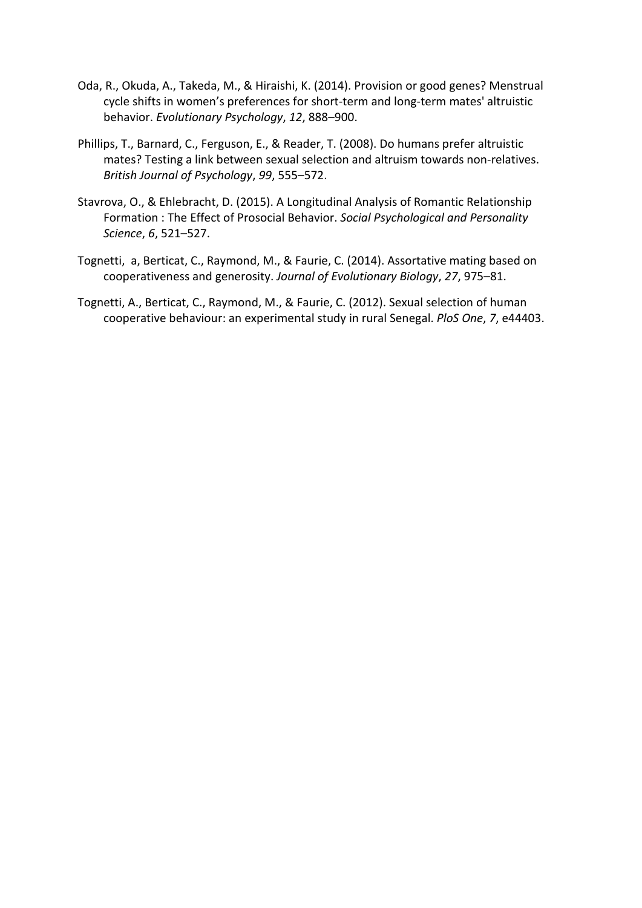Oda, R., Okuda, A., Takeda, M., & Hiraishi, K. (2014). Provision or good genes? Menstrual cycle shifts in women's preferences for short-term and long-term mates' altruistic behavior. *Evolutionary Psychology*, *12*, 888–900.

Phillips, T., Barnard, C., Ferguson, E., & Reader, T. (2008). Do humans prefer altruistic mates? Testing a link between sexual selection and altruism towards non-relatives. *British Journal of Psychology*, *99*, 555–572.

Stavrova, O., & Ehlebracht, D. (2015). A Longitudinal Analysis of Romantic Relationship Formation : The Effect of Prosocial Behavior. *Social Psychological and Personality Science*, *6*, 521–527.

Tognetti,  a, Berticat, C., Raymond, M., & Faurie, C. (2014). Assortative mating based on cooperativeness and generosity. *Journal of Evolutionary Biology*, *27*, 975–81.

Tognetti, A., Berticat, C., Raymond, M., & Faurie, C. (2012). Sexual selection of human cooperative behaviour: an experimental study in rural Senegal. *PloS One*, *7*, e44403.